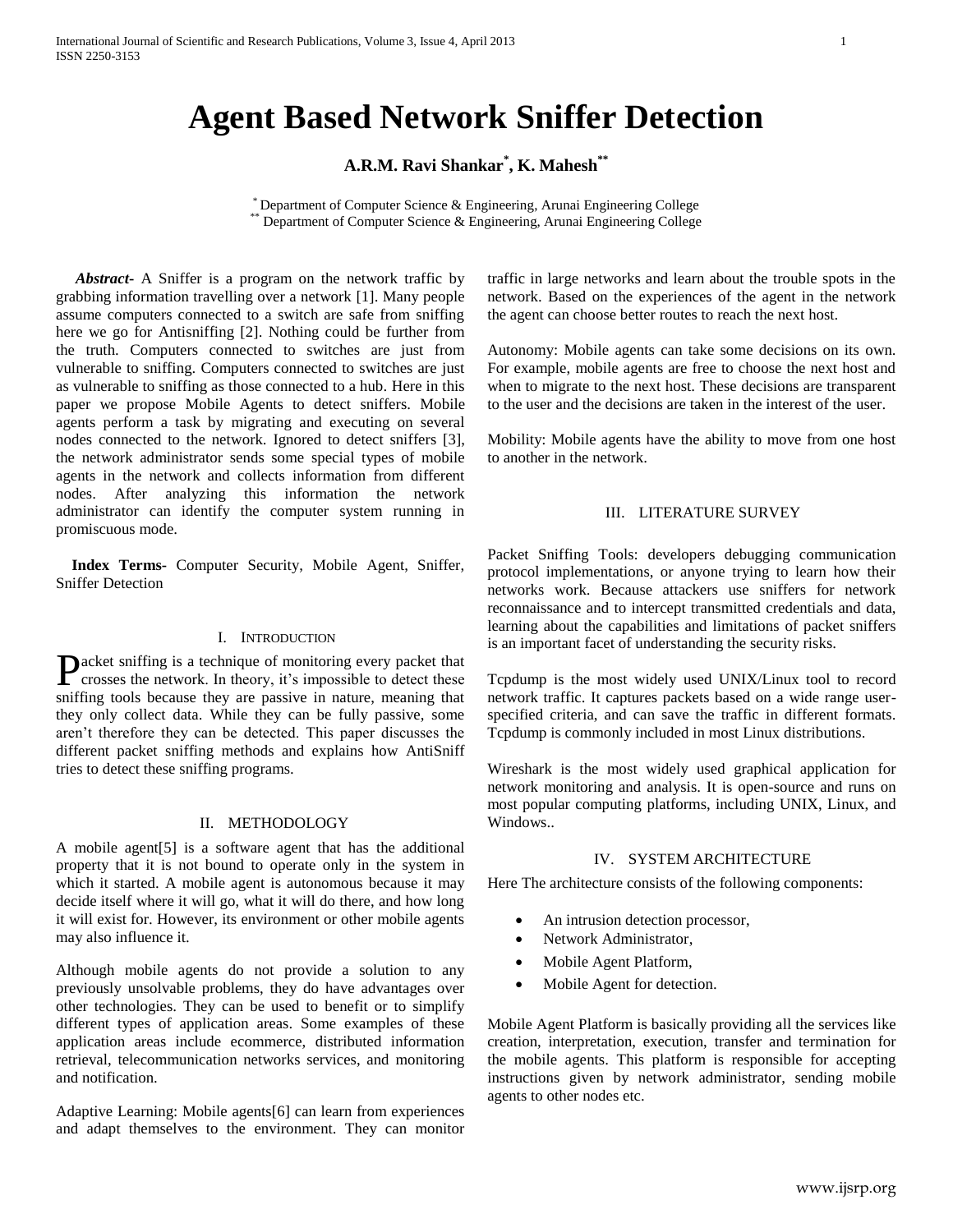# Agent Based Network Sniffer Detection

**A.R.M. Ravi Shankar[*], K. Mahesh[**]**

[*] Department of Computer Science & Engineering, Arunai Engineering College
[**] Department of Computer Science & Engineering, Arunai Engineering College

***Abstract-*** A Sniffer is a program on the network traffic by grabbing information travelling over a network [1]. Many people assume computers connected to a switch are safe from sniffing here we go for Antisniffing [2]. Nothing could be further from the truth. Computers connected to switches are just from vulnerable to sniffing. Computers connected to switches are just as vulnerable to sniffing as those connected to a hub. Here in this paper we propose Mobile Agents to detect sniffers. Mobile agents perform a task by migrating and executing on several nodes connected to the network. Ignored to detect sniffers [3], the network administrator sends some special types of mobile agents in the network and collects information from different nodes. After analyzing this information the network administrator can identify the computer system running in promiscuous mode.

**Index Terms-** Computer Security, Mobile Agent, Sniffer, Sniffer Detection

## I. Introduction

Packet sniffing is a technique of monitoring every packet that crosses the network. In theory, it's impossible to detect these sniffing tools because they are passive in nature, meaning that they only collect data. While they can be fully passive, some aren't therefore they can be detected. This paper discusses the different packet sniffing methods and explains how AntiSniff tries to detect these sniffing programs.

## II. Methodology

A mobile agent[5] is a software agent that has the additional property that it is not bound to operate only in the system in which it started. A mobile agent is autonomous because it may decide itself where it will go, what it will do there, and how long it will exist for. However, its environment or other mobile agents may also influence it.

Although mobile agents do not provide a solution to any previously unsolvable problems, they do have advantages over other technologies. They can be used to benefit or to simplify different types of application areas. Some examples of these application areas include ecommerce, distributed information retrieval, telecommunication networks services, and monitoring and notification.

Adaptive Learning: Mobile agents[6] can learn from experiences and adapt themselves to the environment. They can monitor traffic in large networks and learn about the trouble spots in the network. Based on the experiences of the agent in the network the agent can choose better routes to reach the next host.

Autonomy: Mobile agents can take some decisions on its own. For example, mobile agents are free to choose the next host and when to migrate to the next host. These decisions are transparent to the user and the decisions are taken in the interest of the user.

Mobility: Mobile agents have the ability to move from one host to another in the network.

## III. Literature Survey

Packet Sniffing Tools: developers debugging communication protocol implementations, or anyone trying to learn how their networks work. Because attackers use sniffers for network reconnaissance and to intercept transmitted credentials and data, learning about the capabilities and limitations of packet sniffers is an important facet of understanding the security risks.

Tcpdump is the most widely used UNIX/Linux tool to record network traffic. It captures packets based on a wide range user-specified criteria, and can save the traffic in different formats. Tcpdump is commonly included in most Linux distributions.

Wireshark is the most widely used graphical application for network monitoring and analysis. It is open-source and runs on most popular computing platforms, including UNIX, Linux, and Windows..

## IV. System Architecture

Here The architecture consists of the following components:

- An intrusion detection processor,
- Network Administrator,
- Mobile Agent Platform,
- Mobile Agent for detection.

Mobile Agent Platform is basically providing all the services like creation, interpretation, execution, transfer and termination for the mobile agents. This platform is responsible for accepting instructions given by network administrator, sending mobile agents to other nodes etc.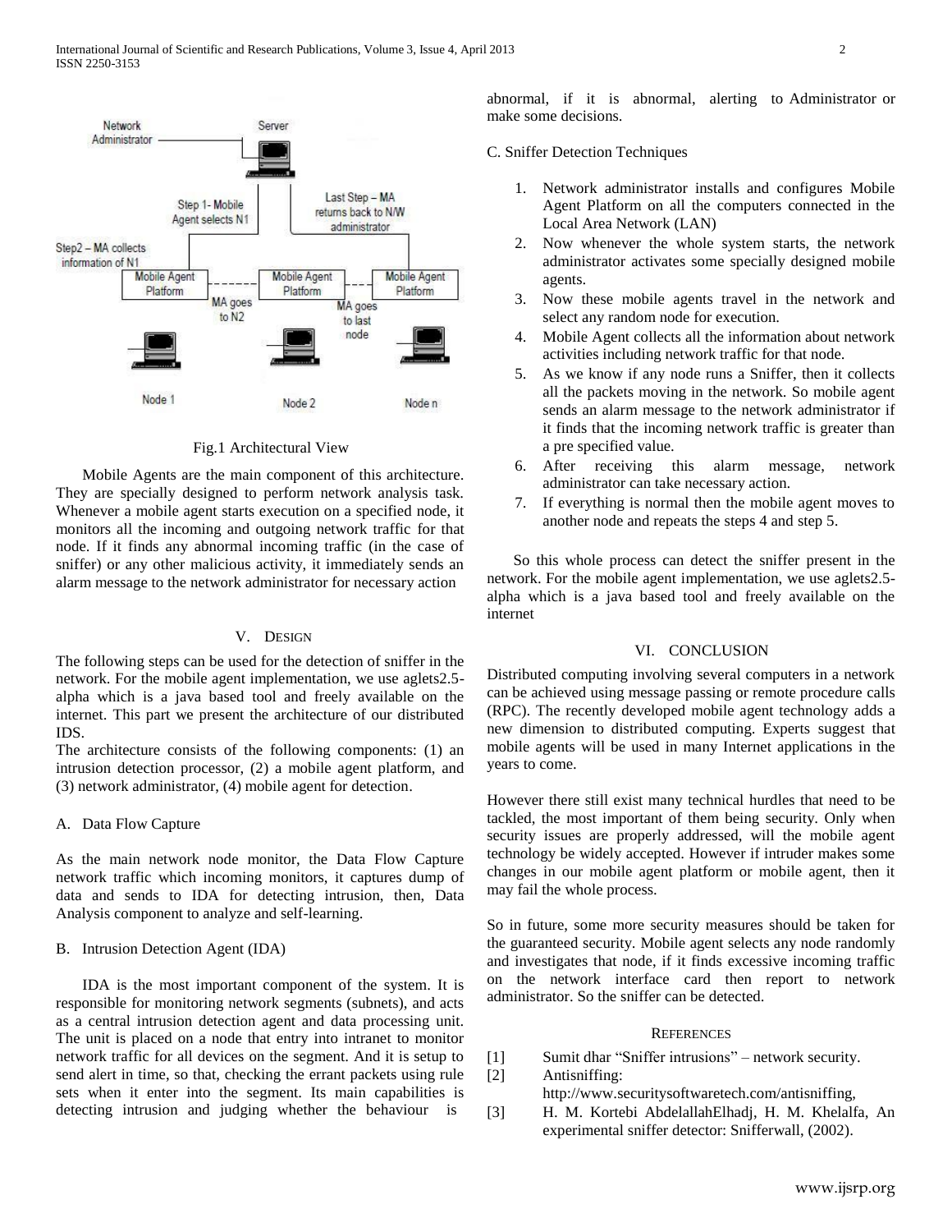Fig.1 Architectural View

Mobile Agents are the main component of this architecture. They are specially designed to perform network analysis task. Whenever a mobile agent starts execution on a specified node, it monitors all the incoming and outgoing network traffic for that node. If it finds any abnormal incoming traffic (in the case of sniffer) or any other malicious activity, it immediately sends an alarm message to the network administrator for necessary action

## V. DESIGN

The following steps can be used for the detection of sniffer in the network. For the mobile agent implementation, we use aglets2.5-alpha which is a java based tool and freely available on the internet. This part we present the architecture of our distributed IDS.

The architecture consists of the following components: (1) an intrusion detection processor, (2) a mobile agent platform, and (3) network administrator, (4) mobile agent for detection.

### A. Data Flow Capture

As the main network node monitor, the Data Flow Capture network traffic which incoming monitors, it captures dump of data and sends to IDA for detecting intrusion, then, Data Analysis component to analyze and self-learning.

### B. Intrusion Detection Agent (IDA)

IDA is the most important component of the system. It is responsible for monitoring network segments (subnets), and acts as a central intrusion detection agent and data processing unit. The unit is placed on a node that entry into intranet to monitor network traffic for all devices on the segment. And it is setup to send alert in time, so that, checking the errant packets using rule sets when it enter into the segment. Its main capabilities is detecting intrusion and judging whether the behaviour is abnormal, if it is abnormal, alerting to Administrator or make some decisions.

### C. Sniffer Detection Techniques

1. Network administrator installs and configures Mobile Agent Platform on all the computers connected in the Local Area Network (LAN)
2. Now whenever the whole system starts, the network administrator activates some specially designed mobile agents.
3. Now these mobile agents travel in the network and select any random node for execution.
4. Mobile Agent collects all the information about network activities including network traffic for that node.
5. As we know if any node runs a Sniffer, then it collects all the packets moving in the network. So mobile agent sends an alarm message to the network administrator if it finds that the incoming network traffic is greater than a pre specified value.
6. After receiving this alarm message, network administrator can take necessary action.
7. If everything is normal then the mobile agent moves to another node and repeats the steps 4 and step 5.

So this whole process can detect the sniffer present in the network. For the mobile agent implementation, we use aglets2.5-alpha which is a java based tool and freely available on the internet

## VI. CONCLUSION

Distributed computing involving several computers in a network can be achieved using message passing or remote procedure calls (RPC). The recently developed mobile agent technology adds a new dimension to distributed computing. Experts suggest that mobile agents will be used in many Internet applications in the years to come.

However there still exist many technical hurdles that need to be tackled, the most important of them being security. Only when security issues are properly addressed, will the mobile agent technology be widely accepted. However if intruder makes some changes in our mobile agent platform or mobile agent, then it may fail the whole process.

So in future, some more security measures should be taken for the guaranteed security. Mobile agent selects any node randomly and investigates that node, if it finds excessive incoming traffic on the network interface card then report to network administrator. So the sniffer can be detected.

## REFERENCES

[1] Sumit dhar "Sniffer intrusions" – network security.

[2] Antisniffing: http://www.securitysoftwaretech.com/antisniffing,

[3] H. M. Kortebi AbdelallahElhadj, H. M. Khelalfa, An experimental sniffer detector: Snifferwall, (2002).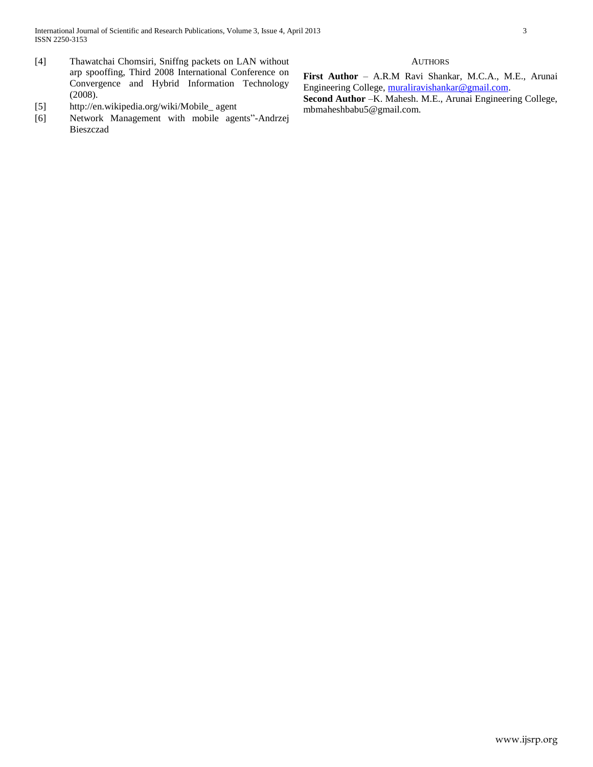[4] Thawatchai Chomsiri, Sniffng packets on LAN without arp spooffing, Third 2008 International Conference on Convergence and Hybrid Information Technology (2008).

[5] http://en.wikipedia.org/wiki/Mobile_ agent

[6] Network Management with mobile agents"-Andrzej Bieszczad

## AUTHORS

**First Author** – A.R.M Ravi Shankar, M.C.A., M.E., Arunai Engineering College, muraliravishankar@gmail.com.

**Second Author** –K. Mahesh. M.E., Arunai Engineering College, mbmaheshbabu5@gmail.com.